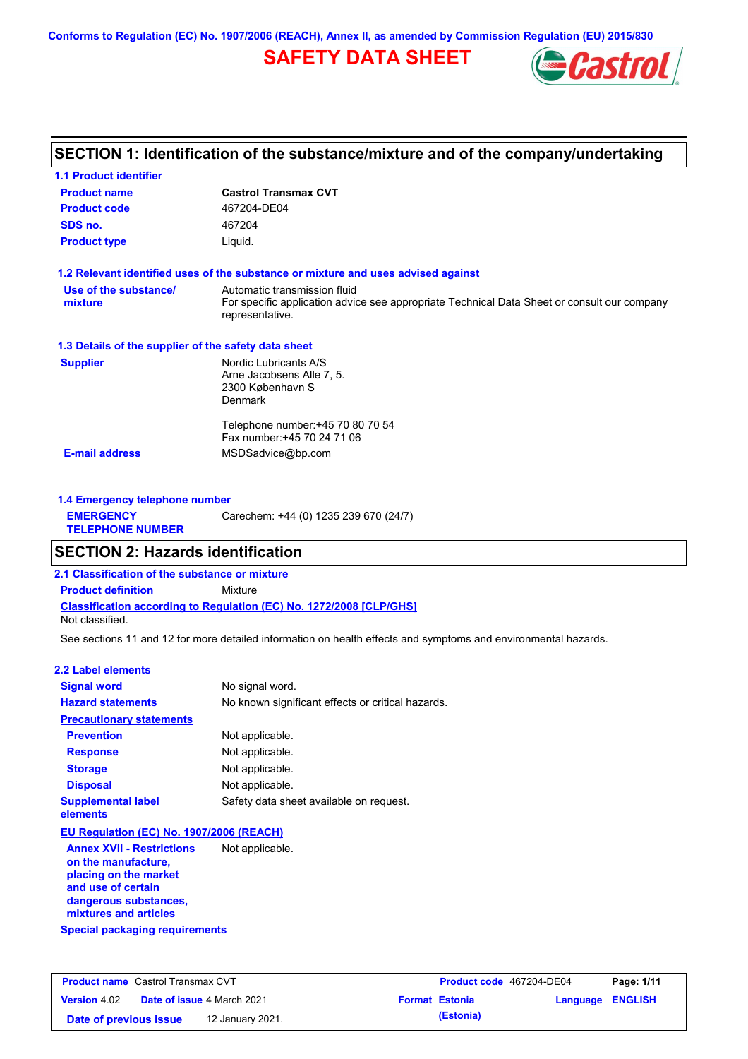Conforms to Regulation (EC) No. 1907/2006 (REACH), Annex II, as amended by Commission Regulation (EU) 2015/830

# SAFETY DATA SHEET

Castrol

## SECTION 1: Identification of the substance/mixture and of the company/undertaking

### 1.1 Product identifier

| | |
|---|---|
| **Product name** | **Castrol Transmax CVT** |
| **Product code** | 467204-DE04 |
| **SDS no.** | 467204 |
| **Product type** | Liquid. |

### 1.2 Relevant identified uses of the substance or mixture and uses advised against

| | |
|---|---|
| **Use of the substance/ mixture** | Automatic transmission fluid<br>For specific application advice see appropriate Technical Data Sheet or consult our company representative. |

### 1.3 Details of the supplier of the safety data sheet

| | |
|---|---|
| **Supplier** | Nordic Lubricants A/S<br>Arne Jacobsens Alle 7, 5.<br>2300 København S<br>Denmark<br><br>Telephone number:+45 70 80 70 54<br>Fax number:+45 70 24 71 06 |
| **E-mail address** | MSDSadvice@bp.com |

### 1.4 Emergency telephone number

| | |
|---|---|
| **EMERGENCY TELEPHONE NUMBER** | Carechem: +44 (0) 1235 239 670 (24/7) |

## SECTION 2: Hazards identification

### 2.1 Classification of the substance or mixture

**Product definition** Mixture

**Classification according to Regulation (EC) No. 1272/2008 [CLP/GHS]**

Not classified.

See sections 11 and 12 for more detailed information on health effects and symptoms and environmental hazards.

### 2.2 Label elements

| | |
|---|---|
| **Signal word** | No signal word. |
| **Hazard statements** | No known significant effects or critical hazards. |
| **Precautionary statements** | |
| **Prevention** | Not applicable. |
| **Response** | Not applicable. |
| **Storage** | Not applicable. |
| **Disposal** | Not applicable. |
| **Supplemental label elements** | Safety data sheet available on request. |

**EU Regulation (EC) No. 1907/2006 (REACH)**

| | |
|---|---|
| **Annex XVII - Restrictions on the manufacture, placing on the market and use of certain dangerous substances, mixtures and articles** | Not applicable. |

**Special packaging requirements**

| | | | |
|---|---|---|---|
| **Product name** Castrol Transmax CVT | | **Product code** 467204-DE04 | |
| **Version** 4.02 | **Date of issue** 4 March 2021 | **Format** Estonia (Estonia) | **Language** ENGLISH |
| **Date of previous issue** | 12 January 2021. | | |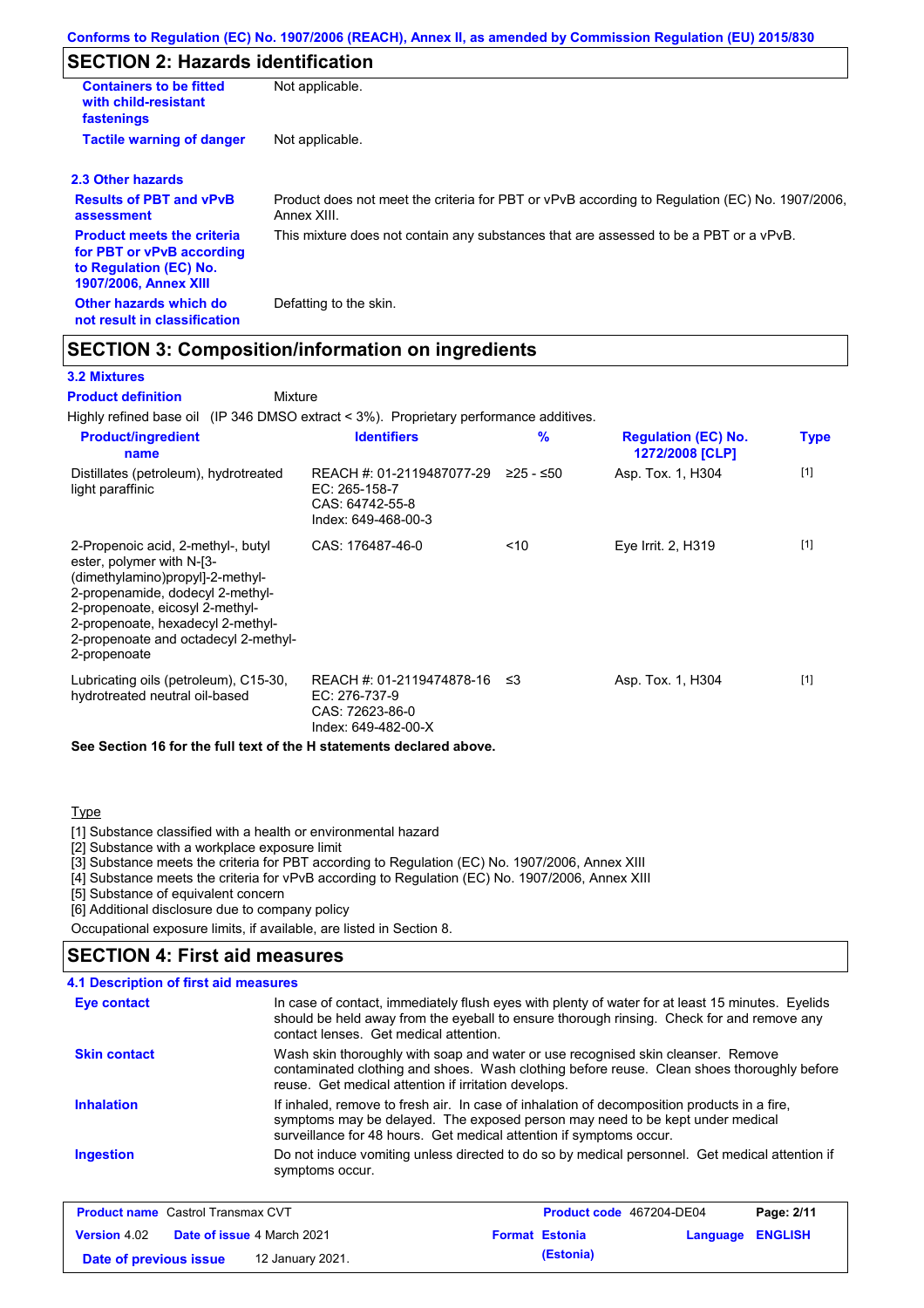Conforms to Regulation (EC) No. 1907/2006 (REACH), Annex II, as amended by Commission Regulation (EU) 2015/830

## SECTION 2: Hazards identification

| | |
|---|---|
| **Containers to be fitted with child-resistant fastenings** | Not applicable. |
| **Tactile warning of danger** | Not applicable. |

### 2.3 Other hazards

| | |
|---|---|
| **Results of PBT and vPvB assessment** | Product does not meet the criteria for PBT or vPvB according to Regulation (EC) No. 1907/2006, Annex XIII. |
| **Product meets the criteria for PBT or vPvB according to Regulation (EC) No. 1907/2006, Annex XIII** | This mixture does not contain any substances that are assessed to be a PBT or a vPvB. |
| **Other hazards which do not result in classification** | Defatting to the skin. |

## SECTION 3: Composition/information on ingredients

### 3.2 Mixtures

**Product definition** Mixture

Highly refined base oil (IP 346 DMSO extract < 3%). Proprietary performance additives.

| Product/ingredient name | Identifiers | % | Regulation (EC) No. 1272/2008 [CLP] | Type |
|---|---|---|---|---|
| Distillates (petroleum), hydrotreated light paraffinic | REACH #: 01-2119487077-29<br>EC: 265-158-7<br>CAS: 64742-55-8<br>Index: 649-468-00-3 | ≥25 - ≤50 | Asp. Tox. 1, H304 | [1] |
| 2-Propenoic acid, 2-methyl-, butyl ester, polymer with N-[3-(dimethylamino)propyl]-2-methyl-2-propenamide, dodecyl 2-methyl-2-propenoate, eicosyl 2-methyl-2-propenoate, hexadecyl 2-methyl-2-propenoate and octadecyl 2-methyl-2-propenoate | CAS: 176487-46-0 | <10 | Eye Irrit. 2, H319 | [1] |
| Lubricating oils (petroleum), C15-30, hydrotreated neutral oil-based | REACH #: 01-2119474878-16<br>EC: 276-737-9<br>CAS: 72623-86-0<br>Index: 649-482-00-X | ≤3 | Asp. Tox. 1, H304 | [1] |

**See Section 16 for the full text of the H statements declared above.**

Type

[1] Substance classified with a health or environmental hazard
[2] Substance with a workplace exposure limit
[3] Substance meets the criteria for PBT according to Regulation (EC) No. 1907/2006, Annex XIII
[4] Substance meets the criteria for vPvB according to Regulation (EC) No. 1907/2006, Annex XIII
[5] Substance of equivalent concern
[6] Additional disclosure due to company policy

Occupational exposure limits, if available, are listed in Section 8.

## SECTION 4: First aid measures

### 4.1 Description of first aid measures

| | |
|---|---|
| **Eye contact** | In case of contact, immediately flush eyes with plenty of water for at least 15 minutes. Eyelids should be held away from the eyeball to ensure thorough rinsing. Check for and remove any contact lenses. Get medical attention. |
| **Skin contact** | Wash skin thoroughly with soap and water or use recognised skin cleanser. Remove contaminated clothing and shoes. Wash clothing before reuse. Clean shoes thoroughly before reuse. Get medical attention if irritation develops. |
| **Inhalation** | If inhaled, remove to fresh air. In case of inhalation of decomposition products in a fire, symptoms may be delayed. The exposed person may need to be kept under medical surveillance for 48 hours. Get medical attention if symptoms occur. |
| **Ingestion** | Do not induce vomiting unless directed to do so by medical personnel. Get medical attention if symptoms occur. |

| | | | |
|---|---|---|---|
| **Product name** Castrol Transmax CVT | | **Product code** 467204-DE04 | |
| **Version** 4.02 | **Date of issue** 4 March 2021 | **Format** Estonia (Estonia) | **Language** ENGLISH |
| **Date of previous issue** 12 January 2021. | | | |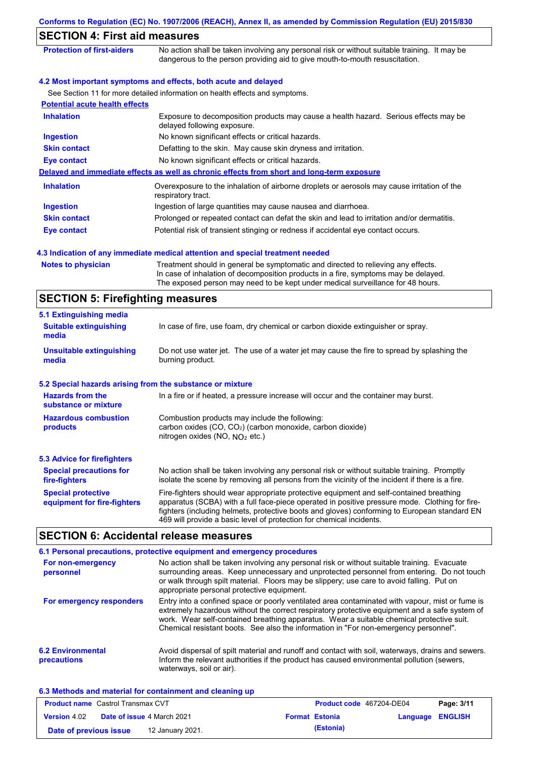## SECTION 4: First aid measures

**Protection of first-aiders** No action shall be taken involving any personal risk or without suitable training. It may be dangerous to the person providing aid to give mouth-to-mouth resuscitation.

### 4.2 Most important symptoms and effects, both acute and delayed

See Section 11 for more detailed information on health effects and symptoms.

**Potential acute health effects**

| | |
|---|---|
| **Inhalation** | Exposure to decomposition products may cause a health hazard. Serious effects may be delayed following exposure. |
| **Ingestion** | No known significant effects or critical hazards. |
| **Skin contact** | Defatting to the skin. May cause skin dryness and irritation. |
| **Eye contact** | No known significant effects or critical hazards. |

**Delayed and immediate effects as well as chronic effects from short and long-term exposure**

| | |
|---|---|
| **Inhalation** | Overexposure to the inhalation of airborne droplets or aerosols may cause irritation of the respiratory tract. |
| **Ingestion** | Ingestion of large quantities may cause nausea and diarrhoea. |
| **Skin contact** | Prolonged or repeated contact can defat the skin and lead to irritation and/or dermatitis. |
| **Eye contact** | Potential risk of transient stinging or redness if accidental eye contact occurs. |

### 4.3 Indication of any immediate medical attention and special treatment needed

**Notes to physician** Treatment should in general be symptomatic and directed to relieving any effects. In case of inhalation of decomposition products in a fire, symptoms may be delayed. The exposed person may need to be kept under medical surveillance for 48 hours.

## SECTION 5: Firefighting measures

### 5.1 Extinguishing media

| | |
|---|---|
| **Suitable extinguishing media** | In case of fire, use foam, dry chemical or carbon dioxide extinguisher or spray. |
| **Unsuitable extinguishing media** | Do not use water jet. The use of a water jet may cause the fire to spread by splashing the burning product. |

### 5.2 Special hazards arising from the substance or mixture

| | |
|---|---|
| **Hazards from the substance or mixture** | In a fire or if heated, a pressure increase will occur and the container may burst. |
| **Hazardous combustion products** | Combustion products may include the following: carbon oxides (CO, $CO_2$) (carbon monoxide, carbon dioxide) nitrogen oxides (NO, $NO_2$ etc.) |

### 5.3 Advice for firefighters

| | |
|---|---|
| **Special precautions for fire-fighters** | No action shall be taken involving any personal risk or without suitable training. Promptly isolate the scene by removing all persons from the vicinity of the incident if there is a fire. |
| **Special protective equipment for fire-fighters** | Fire-fighters should wear appropriate protective equipment and self-contained breathing apparatus (SCBA) with a full face-piece operated in positive pressure mode. Clothing for fire-fighters (including helmets, protective boots and gloves) conforming to European standard EN 469 will provide a basic level of protection for chemical incidents. |

## SECTION 6: Accidental release measures

### 6.1 Personal precautions, protective equipment and emergency procedures

| | |
|---|---|
| **For non-emergency personnel** | No action shall be taken involving any personal risk or without suitable training. Evacuate surrounding areas. Keep unnecessary and unprotected personnel from entering. Do not touch or walk through spilt material. Floors may be slippery; use care to avoid falling. Put on appropriate personal protective equipment. |
| **For emergency responders** | Entry into a confined space or poorly ventilated area contaminated with vapour, mist or fume is extremely hazardous without the correct respiratory protective equipment and a safe system of work. Wear self-contained breathing apparatus. Wear a suitable chemical protective suit. Chemical resistant boots. See also the information in "For non-emergency personnel". |

**6.2 Environmental precautions** Avoid dispersal of spilt material and runoff and contact with soil, waterways, drains and sewers. Inform the relevant authorities if the product has caused environmental pollution (sewers, waterways, soil or air).

### 6.3 Methods and material for containment and cleaning up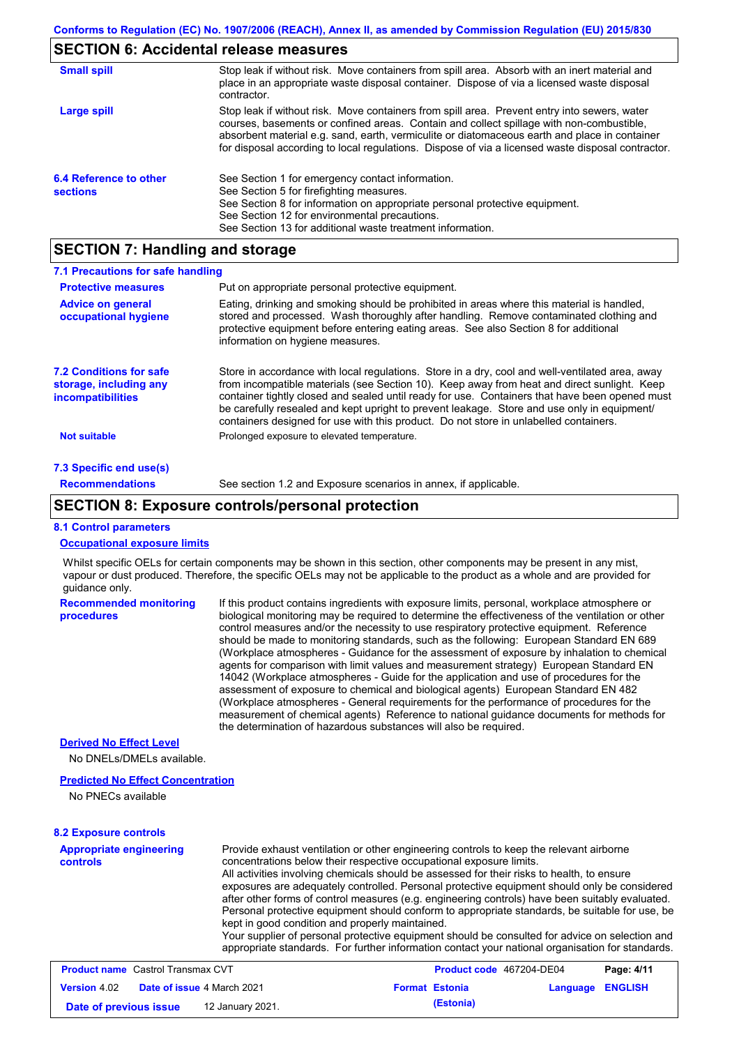## SECTION 6: Accidental release measures

| | |
|---|---|
| **Small spill** | Stop leak if without risk. Move containers from spill area. Absorb with an inert material and place in an appropriate waste disposal container. Dispose of via a licensed waste disposal contractor. |
| **Large spill** | Stop leak if without risk. Move containers from spill area. Prevent entry into sewers, water courses, basements or confined areas. Contain and collect spillage with non-combustible, absorbent material e.g. sand, earth, vermiculite or diatomaceous earth and place in container for disposal according to local regulations. Dispose of via a licensed waste disposal contractor. |
| **6.4 Reference to other sections** | See Section 1 for emergency contact information.<br>See Section 5 for firefighting measures.<br>See Section 8 for information on appropriate personal protective equipment.<br>See Section 12 for environmental precautions.<br>See Section 13 for additional waste treatment information. |

## SECTION 7: Handling and storage

### 7.1 Precautions for safe handling

| | |
|---|---|
| **Protective measures** | Put on appropriate personal protective equipment. |
| **Advice on general occupational hygiene** | Eating, drinking and smoking should be prohibited in areas where this material is handled, stored and processed. Wash thoroughly after handling. Remove contaminated clothing and protective equipment before entering eating areas. See also Section 8 for additional information on hygiene measures. |
| **7.2 Conditions for safe storage, including any incompatibilities** | Store in accordance with local regulations. Store in a dry, cool and well-ventilated area, away from incompatible materials (see Section 10). Keep away from heat and direct sunlight. Keep container tightly closed and sealed until ready for use. Containers that have been opened must be carefully resealed and kept upright to prevent leakage. Store and use only in equipment/containers designed for use with this product. Do not store in unlabelled containers. |
| **Not suitable** | Prolonged exposure to elevated temperature. |

### 7.3 Specific end use(s)

| | |
|---|---|
| **Recommendations** | See section 1.2 and Exposure scenarios in annex, if applicable. |

## SECTION 8: Exposure controls/personal protection

### 8.1 Control parameters

**Occupational exposure limits**

Whilst specific OELs for certain components may be shown in this section, other components may be present in any mist, vapour or dust produced. Therefore, the specific OELs may not be applicable to the product as a whole and are provided for guidance only.

| | |
|---|---|
| **Recommended monitoring procedures** | If this product contains ingredients with exposure limits, personal, workplace atmosphere or biological monitoring may be required to determine the effectiveness of the ventilation or other control measures and/or the necessity to use respiratory protective equipment. Reference should be made to monitoring standards, such as the following: European Standard EN 689 (Workplace atmospheres - Guidance for the assessment of exposure by inhalation to chemical agents for comparison with limit values and measurement strategy) European Standard EN 14042 (Workplace atmospheres - Guide for the application and use of procedures for the assessment of exposure to chemical and biological agents) European Standard EN 482 (Workplace atmospheres - General requirements for the performance of procedures for the measurement of chemical agents) Reference to national guidance documents for methods for the determination of hazardous substances will also be required. |

**Derived No Effect Level**

No DNELs/DMELs available.

**Predicted No Effect Concentration**

No PNECs available

### 8.2 Exposure controls

| | |
|---|---|
| **Appropriate engineering controls** | Provide exhaust ventilation or other engineering controls to keep the relevant airborne concentrations below their respective occupational exposure limits.<br>All activities involving chemicals should be assessed for their risks to health, to ensure exposures are adequately controlled. Personal protective equipment should only be considered after other forms of control measures (e.g. engineering controls) have been suitably evaluated. Personal protective equipment should conform to appropriate standards, be suitable for use, be kept in good condition and properly maintained.<br>Your supplier of personal protective equipment should be consulted for advice on selection and appropriate standards. For further information contact your national organisation for standards. |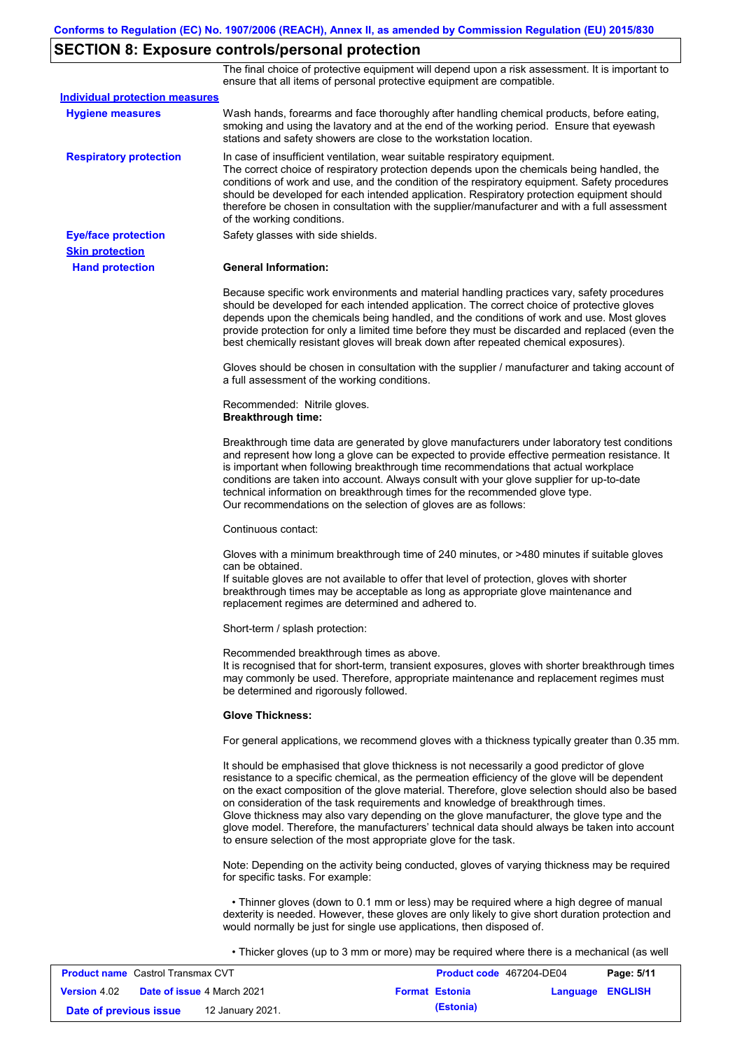## SECTION 8: Exposure controls/personal protection

The final choice of protective equipment will depend upon a risk assessment. It is important to ensure that all items of personal protective equipment are compatible.

**Individual protection measures**

**Hygiene measures**

Wash hands, forearms and face thoroughly after handling chemical products, before eating, smoking and using the lavatory and at the end of the working period. Ensure that eyewash stations and safety showers are close to the workstation location.

**Respiratory protection**

In case of insufficient ventilation, wear suitable respiratory equipment.
The correct choice of respiratory protection depends upon the chemicals being handled, the conditions of work and use, and the condition of the respiratory equipment. Safety procedures should be developed for each intended application. Respiratory protection equipment should therefore be chosen in consultation with the supplier/manufacturer and with a full assessment of the working conditions.

**Eye/face protection**

Safety glasses with side shields.

**Skin protection**

**Hand protection**

**General Information:**

Because specific work environments and material handling practices vary, safety procedures should be developed for each intended application. The correct choice of protective gloves depends upon the chemicals being handled, and the conditions of work and use. Most gloves provide protection for only a limited time before they must be discarded and replaced (even the best chemically resistant gloves will break down after repeated chemical exposures).

Gloves should be chosen in consultation with the supplier / manufacturer and taking account of a full assessment of the working conditions.

Recommended: Nitrile gloves.
**Breakthrough time:**

Breakthrough time data are generated by glove manufacturers under laboratory test conditions and represent how long a glove can be expected to provide effective permeation resistance. It is important when following breakthrough time recommendations that actual workplace conditions are taken into account. Always consult with your glove supplier for up-to-date technical information on breakthrough times for the recommended glove type.
Our recommendations on the selection of gloves are as follows:

Continuous contact:

Gloves with a minimum breakthrough time of 240 minutes, or >480 minutes if suitable gloves can be obtained.
If suitable gloves are not available to offer that level of protection, gloves with shorter breakthrough times may be acceptable as long as appropriate glove maintenance and replacement regimes are determined and adhered to.

Short-term / splash protection:

Recommended breakthrough times as above.
It is recognised that for short-term, transient exposures, gloves with shorter breakthrough times may commonly be used. Therefore, appropriate maintenance and replacement regimes must be determined and rigorously followed.

**Glove Thickness:**

For general applications, we recommend gloves with a thickness typically greater than 0.35 mm.

It should be emphasised that glove thickness is not necessarily a good predictor of glove resistance to a specific chemical, as the permeation efficiency of the glove will be dependent on the exact composition of the glove material. Therefore, glove selection should also be based on consideration of the task requirements and knowledge of breakthrough times.
Glove thickness may also vary depending on the glove manufacturer, the glove type and the glove model. Therefore, the manufacturers' technical data should always be taken into account to ensure selection of the most appropriate glove for the task.

Note: Depending on the activity being conducted, gloves of varying thickness may be required for specific tasks. For example:

- Thinner gloves (down to 0.1 mm or less) may be required where a high degree of manual dexterity is needed. However, these gloves are only likely to give short duration protection and would normally be just for single use applications, then disposed of.

- Thicker gloves (up to 3 mm or more) may be required where there is a mechanical (as well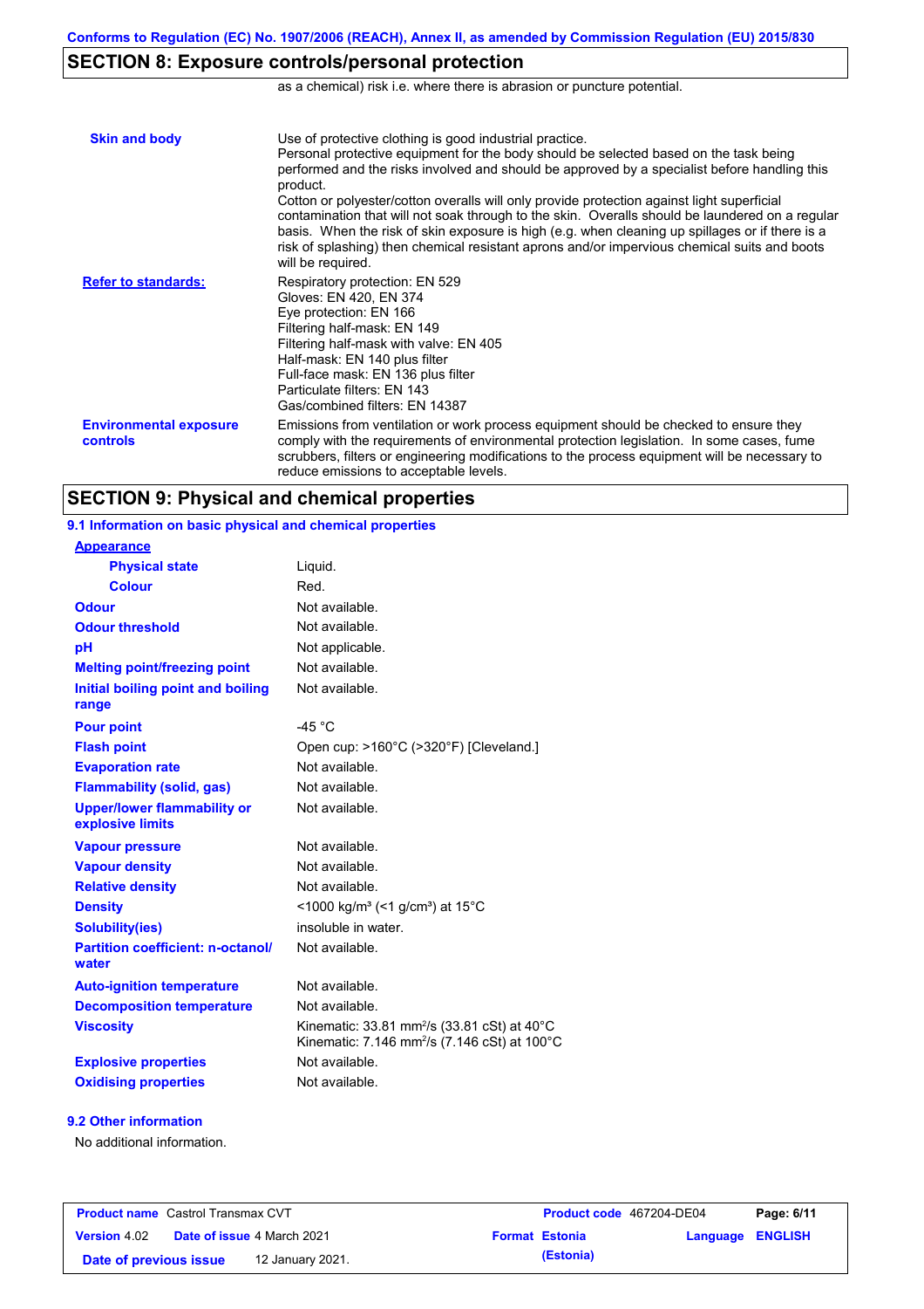## SECTION 8: Exposure controls/personal protection

as a chemical) risk i.e. where there is abrasion or puncture potential.

| | |
|---|---|
| **Skin and body** | Use of protective clothing is good industrial practice. Personal protective equipment for the body should be selected based on the task being performed and the risks involved and should be approved by a specialist before handling this product. Cotton or polyester/cotton overalls will only provide protection against light superficial contamination that will not soak through to the skin. Overalls should be laundered on a regular basis. When the risk of skin exposure is high (e.g. when cleaning up spillages or if there is a risk of splashing) then chemical resistant aprons and/or impervious chemical suits and boots will be required. |
| **Refer to standards:** | Respiratory protection: EN 529<br>Gloves: EN 420, EN 374<br>Eye protection: EN 166<br>Filtering half-mask: EN 149<br>Filtering half-mask with valve: EN 405<br>Half-mask: EN 140 plus filter<br>Full-face mask: EN 136 plus filter<br>Particulate filters: EN 143<br>Gas/combined filters: EN 14387 |
| **Environmental exposure controls** | Emissions from ventilation or work process equipment should be checked to ensure they comply with the requirements of environmental protection legislation. In some cases, fume scrubbers, filters or engineering modifications to the process equipment will be necessary to reduce emissions to acceptable levels. |

## SECTION 9: Physical and chemical properties

### 9.1 Information on basic physical and chemical properties

| | |
|---|---|
| **Appearance** | |
| **Physical state** | Liquid. |
| **Colour** | Red. |
| **Odour** | Not available. |
| **Odour threshold** | Not available. |
| **pH** | Not applicable. |
| **Melting point/freezing point** | Not available. |
| **Initial boiling point and boiling range** | Not available. |
| **Pour point** | -45 °C |
| **Flash point** | Open cup: >160°C (>320°F) [Cleveland.] |
| **Evaporation rate** | Not available. |
| **Flammability (solid, gas)** | Not available. |
| **Upper/lower flammability or explosive limits** | Not available. |
| **Vapour pressure** | Not available. |
| **Vapour density** | Not available. |
| **Relative density** | Not available. |
| **Density** | <1000 kg/m³ (<1 g/cm³) at 15°C |
| **Solubility(ies)** | insoluble in water. |
| **Partition coefficient: n-octanol/water** | Not available. |
| **Auto-ignition temperature** | Not available. |
| **Decomposition temperature** | Not available. |
| **Viscosity** | Kinematic: 33.81 mm²/s (33.81 cSt) at 40°C<br>Kinematic: 7.146 mm²/s (7.146 cSt) at 100°C |
| **Explosive properties** | Not available. |
| **Oxidising properties** | Not available. |

### 9.2 Other information

No additional information.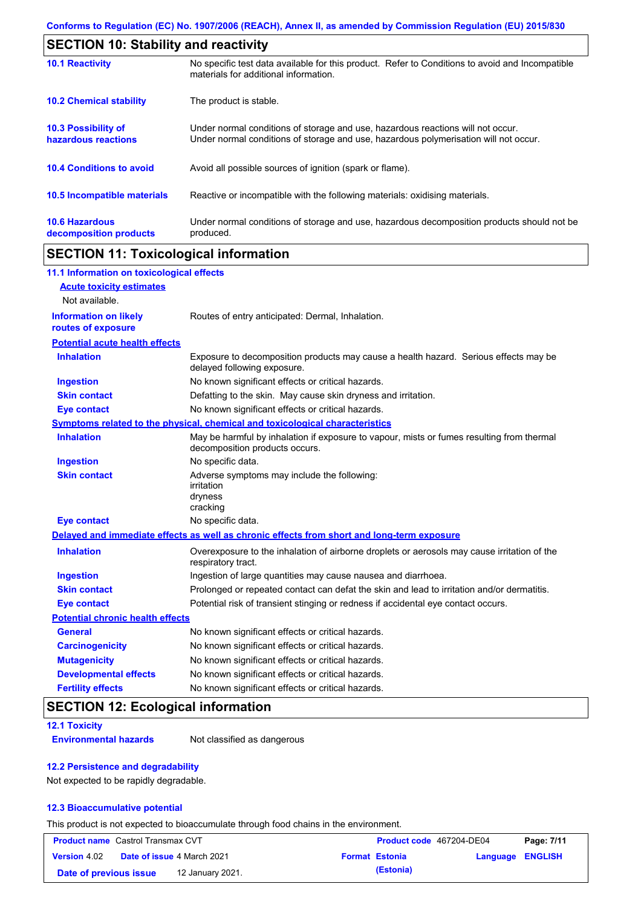## SECTION 10: Stability and reactivity

| | |
|---|---|
| **10.1 Reactivity** | No specific test data available for this product. Refer to Conditions to avoid and Incompatible materials for additional information. |
| **10.2 Chemical stability** | The product is stable. |
| **10.3 Possibility of hazardous reactions** | Under normal conditions of storage and use, hazardous reactions will not occur. Under normal conditions of storage and use, hazardous polymerisation will not occur. |
| **10.4 Conditions to avoid** | Avoid all possible sources of ignition (spark or flame). |
| **10.5 Incompatible materials** | Reactive or incompatible with the following materials: oxidising materials. |
| **10.6 Hazardous decomposition products** | Under normal conditions of storage and use, hazardous decomposition products should not be produced. |

## SECTION 11: Toxicological information

### 11.1 Information on toxicological effects

**Acute toxicity estimates**

Not available.

| | |
|---|---|
| **Information on likely routes of exposure** | Routes of entry anticipated: Dermal, Inhalation. |

**Potential acute health effects**

| | |
|---|---|
| **Inhalation** | Exposure to decomposition products may cause a health hazard. Serious effects may be delayed following exposure. |
| **Ingestion** | No known significant effects or critical hazards. |
| **Skin contact** | Defatting to the skin. May cause skin dryness and irritation. |
| **Eye contact** | No known significant effects or critical hazards. |

**Symptoms related to the physical, chemical and toxicological characteristics**

| | |
|---|---|
| **Inhalation** | May be harmful by inhalation if exposure to vapour, mists or fumes resulting from thermal decomposition products occurs. |
| **Ingestion** | No specific data. |
| **Skin contact** | Adverse symptoms may include the following: irritation dryness cracking |
| **Eye contact** | No specific data. |

**Delayed and immediate effects as well as chronic effects from short and long-term exposure**

| | |
|---|---|
| **Inhalation** | Overexposure to the inhalation of airborne droplets or aerosols may cause irritation of the respiratory tract. |
| **Ingestion** | Ingestion of large quantities may cause nausea and diarrhoea. |
| **Skin contact** | Prolonged or repeated contact can defat the skin and lead to irritation and/or dermatitis. |
| **Eye contact** | Potential risk of transient stinging or redness if accidental eye contact occurs. |

**Potential chronic health effects**

| | |
|---|---|
| **General** | No known significant effects or critical hazards. |
| **Carcinogenicity** | No known significant effects or critical hazards. |
| **Mutagenicity** | No known significant effects or critical hazards. |
| **Developmental effects** | No known significant effects or critical hazards. |
| **Fertility effects** | No known significant effects or critical hazards. |

## SECTION 12: Ecological information

### 12.1 Toxicity

| | |
|---|---|
| **Environmental hazards** | Not classified as dangerous |

### 12.2 Persistence and degradability

Not expected to be rapidly degradable.

### 12.3 Bioaccumulative potential

This product is not expected to bioaccumulate through food chains in the environment.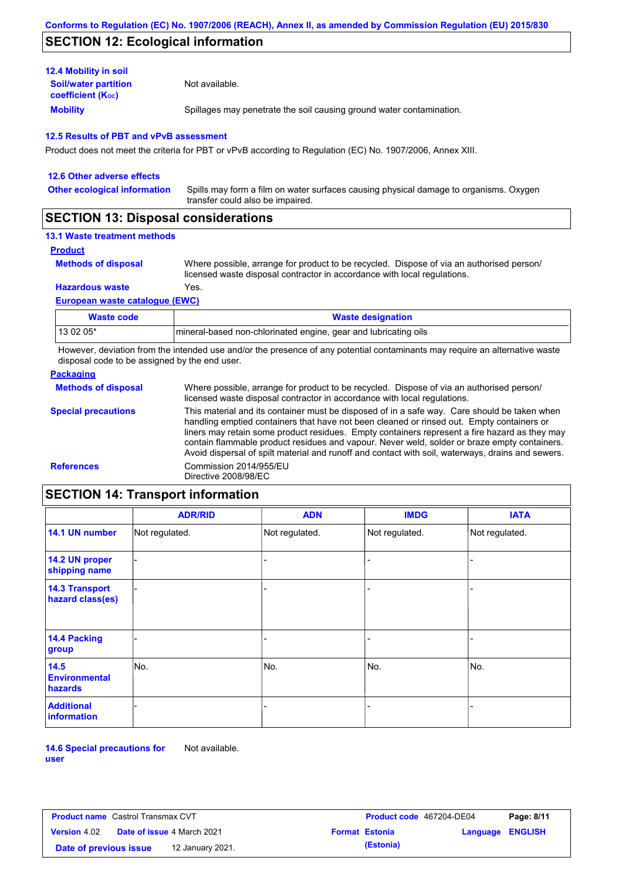## SECTION 12: Ecological information

### 12.4 Mobility in soil

**Soil/water partition coefficient ($K_{OC}$)**: Not available.

**Mobility**: Spillages may penetrate the soil causing ground water contamination.

### 12.5 Results of PBT and vPvB assessment

Product does not meet the criteria for PBT or vPvB according to Regulation (EC) No. 1907/2006, Annex XIII.

### 12.6 Other adverse effects

**Other ecological information**: Spills may form a film on water surfaces causing physical damage to organisms. Oxygen transfer could also be impaired.

## SECTION 13: Disposal considerations

### 13.1 Waste treatment methods

**Product**

**Methods of disposal**: Where possible, arrange for product to be recycled. Dispose of via an authorised person/ licensed waste disposal contractor in accordance with local regulations.

**Hazardous waste**: Yes.

**European waste catalogue (EWC)**

| Waste code | Waste designation |
|---|---|
| 13 02 05* | mineral-based non-chlorinated engine, gear and lubricating oils |

However, deviation from the intended use and/or the presence of any potential contaminants may require an alternative waste disposal code to be assigned by the end user.

**Packaging**

**Methods of disposal**: Where possible, arrange for product to be recycled. Dispose of via an authorised person/ licensed waste disposal contractor in accordance with local regulations.

**Special precautions**: This material and its container must be disposed of in a safe way. Care should be taken when handling emptied containers that have not been cleaned or rinsed out. Empty containers or liners may retain some product residues. Empty containers represent a fire hazard as they may contain flammable product residues and vapour. Never weld, solder or braze empty containers. Avoid dispersal of spilt material and runoff and contact with soil, waterways, drains and sewers.

**References**: Commission 2014/955/EU
Directive 2008/98/EC

## SECTION 14: Transport information

| | ADR/RID | ADN | IMDG | IATA |
|---|---|---|---|---|
| 14.1 UN number | Not regulated. | Not regulated. | Not regulated. | Not regulated. |
| 14.2 UN proper shipping name | - | - | - | - |
| 14.3 Transport hazard class(es) | - | - | - | - |
| 14.4 Packing group | - | - | - | - |
| 14.5 Environmental hazards | No. | No. | No. | No. |
| Additional information | - | - | - | - |

**14.6 Special precautions for user**: Not available.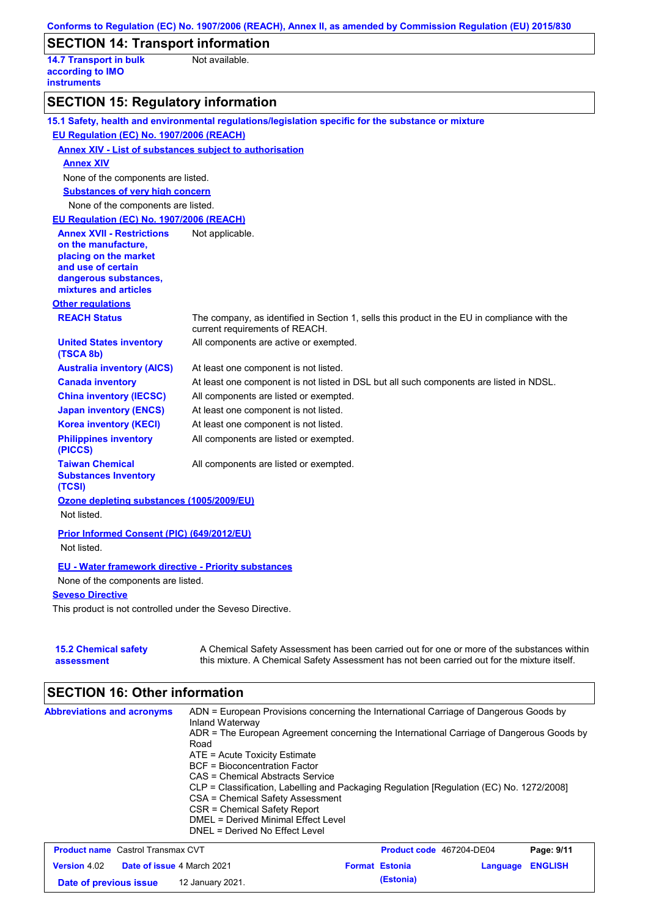## SECTION 14: Transport information

| | |
|---|---|
| **14.7 Transport in bulk according to IMO instruments** | Not available. |

## SECTION 15: Regulatory information

### 15.1 Safety, health and environmental regulations/legislation specific for the substance or mixture

**EU Regulation (EC) No. 1907/2006 (REACH)**

**Annex XIV - List of substances subject to authorisation**

**Annex XIV**

None of the components are listed.

**Substances of very high concern**

None of the components are listed.

**EU Regulation (EC) No. 1907/2006 (REACH)**

| | |
|---|---|
| **Annex XVII - Restrictions on the manufacture, placing on the market and use of certain dangerous substances, mixtures and articles** | Not applicable. |

**Other regulations**

| | |
|---|---|
| **REACH Status** | The company, as identified in Section 1, sells this product in the EU in compliance with the current requirements of REACH. |
| **United States inventory (TSCA 8b)** | All components are active or exempted. |
| **Australia inventory (AICS)** | At least one component is not listed. |
| **Canada inventory** | At least one component is not listed in DSL but all such components are listed in NDSL. |
| **China inventory (IECSC)** | All components are listed or exempted. |
| **Japan inventory (ENCS)** | At least one component is not listed. |
| **Korea inventory (KECI)** | At least one component is not listed. |
| **Philippines inventory (PICCS)** | All components are listed or exempted. |
| **Taiwan Chemical Substances Inventory (TCSI)** | All components are listed or exempted. |

**Ozone depleting substances (1005/2009/EU)**

Not listed.

**Prior Informed Consent (PIC) (649/2012/EU)**

Not listed.

**EU - Water framework directive - Priority substances**

None of the components are listed.

**Seveso Directive**

This product is not controlled under the Seveso Directive.

| | |
|---|---|
| **15.2 Chemical safety assessment** | A Chemical Safety Assessment has been carried out for one or more of the substances within this mixture. A Chemical Safety Assessment has not been carried out for the mixture itself. |

## SECTION 16: Other information

**Abbreviations and acronyms**

ADN = European Provisions concerning the International Carriage of Dangerous Goods by Inland Waterway
ADR = The European Agreement concerning the International Carriage of Dangerous Goods by Road
ATE = Acute Toxicity Estimate
BCF = Bioconcentration Factor
CAS = Chemical Abstracts Service
CLP = Classification, Labelling and Packaging Regulation [Regulation (EC) No. 1272/2008]
CSA = Chemical Safety Assessment
CSR = Chemical Safety Report
DMEL = Derived Minimal Effect Level
DNEL = Derived No Effect Level

| | | | |
|---|---|---|---|
| **Product name** Castrol Transmax CVT | | **Product code** 467204-DE04 | |
| **Version** 4.02 | **Date of issue** 4 March 2021 | **Format** Estonia (Estonia) | **Language** ENGLISH |
| **Date of previous issue** | 12 January 2021. | | |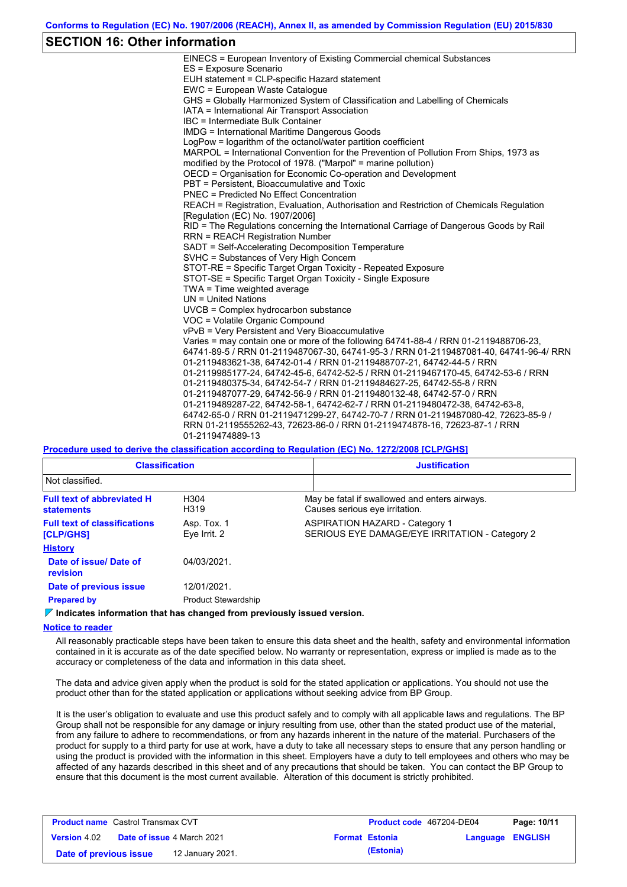## SECTION 16: Other information

EINECS = European Inventory of Existing Commercial chemical Substances
ES = Exposure Scenario
EUH statement = CLP-specific Hazard statement
EWC = European Waste Catalogue
GHS = Globally Harmonized System of Classification and Labelling of Chemicals
IATA = International Air Transport Association
IBC = Intermediate Bulk Container
IMDG = International Maritime Dangerous Goods
LogPow = logarithm of the octanol/water partition coefficient
MARPOL = International Convention for the Prevention of Pollution From Ships, 1973 as modified by the Protocol of 1978. ("Marpol" = marine pollution)
OECD = Organisation for Economic Co-operation and Development
PBT = Persistent, Bioaccumulative and Toxic
PNEC = Predicted No Effect Concentration
REACH = Registration, Evaluation, Authorisation and Restriction of Chemicals Regulation [Regulation (EC) No. 1907/2006]
RID = The Regulations concerning the International Carriage of Dangerous Goods by Rail
RRN = REACH Registration Number
SADT = Self-Accelerating Decomposition Temperature
SVHC = Substances of Very High Concern
STOT-RE = Specific Target Organ Toxicity - Repeated Exposure
STOT-SE = Specific Target Organ Toxicity - Single Exposure
TWA = Time weighted average
UN = United Nations
UVCB = Complex hydrocarbon substance
VOC = Volatile Organic Compound
vPvB = Very Persistent and Very Bioaccumulative
Varies = may contain one or more of the following 64741-88-4 / RRN 01-2119488706-23, 64741-89-5 / RRN 01-2119487067-30, 64741-95-3 / RRN 01-2119487081-40, 64741-96-4/ RRN 01-2119483621-38, 64742-01-4 / RRN 01-2119488707-21, 64742-44-5 / RRN 01-2119985177-24, 64742-45-6, 64742-52-5 / RRN 01-2119467170-45, 64742-53-6 / RRN 01-2119480375-34, 64742-54-7 / RRN 01-2119484627-25, 64742-55-8 / RRN 01-2119487077-29, 64742-56-9 / RRN 01-2119480132-48, 64742-57-0 / RRN 01-2119489287-22, 64742-58-1, 64742-62-7 / RRN 01-2119480472-38, 64742-63-8, 64742-65-0 / RRN 01-2119471299-27, 64742-70-7 / RRN 01-2119487080-42, 72623-85-9 / RRN 01-2119555262-43, 72623-86-0 / RRN 01-2119474878-16, 72623-87-1 / RRN 01-2119474889-13

**Procedure used to derive the classification according to Regulation (EC) No. 1272/2008 [CLP/GHS]**

| Classification | Justification |
|---|---|
| Not classified. | |

**Full text of abbreviated H statements**

| | |
|---|---|
| H304 | May be fatal if swallowed and enters airways. |
| H319 | Causes serious eye irritation. |

**Full text of classifications [CLP/GHS]**

| | |
|---|---|
| Asp. Tox. 1 | ASPIRATION HAZARD - Category 1 |
| Eye Irrit. 2 | SERIOUS EYE DAMAGE/EYE IRRITATION - Category 2 |

**History**

**Date of issue/ Date of revision**: 04/03/2021.

**Date of previous issue**: 12/01/2021.

**Prepared by**: Product Stewardship

**Indicates information that has changed from previously issued version.**

**Notice to reader**

All reasonably practicable steps have been taken to ensure this data sheet and the health, safety and environmental information contained in it is accurate as of the date specified below. No warranty or representation, express or implied is made as to the accuracy or completeness of the data and information in this data sheet.

The data and advice given apply when the product is sold for the stated application or applications. You should not use the product other than for the stated application or applications without seeking advice from BP Group.

It is the user's obligation to evaluate and use this product safely and to comply with all applicable laws and regulations. The BP Group shall not be responsible for any damage or injury resulting from use, other than the stated product use of the material, from any failure to adhere to recommendations, or from any hazards inherent in the nature of the material. Purchasers of the product for supply to a third party for use at work, have a duty to take all necessary steps to ensure that any person handling or using the product is provided with the information in this sheet. Employers have a duty to tell employees and others who may be affected of any hazards described in this sheet and of any precautions that should be taken. You can contact the BP Group to ensure that this document is the most current available. Alteration of this document is strictly prohibited.